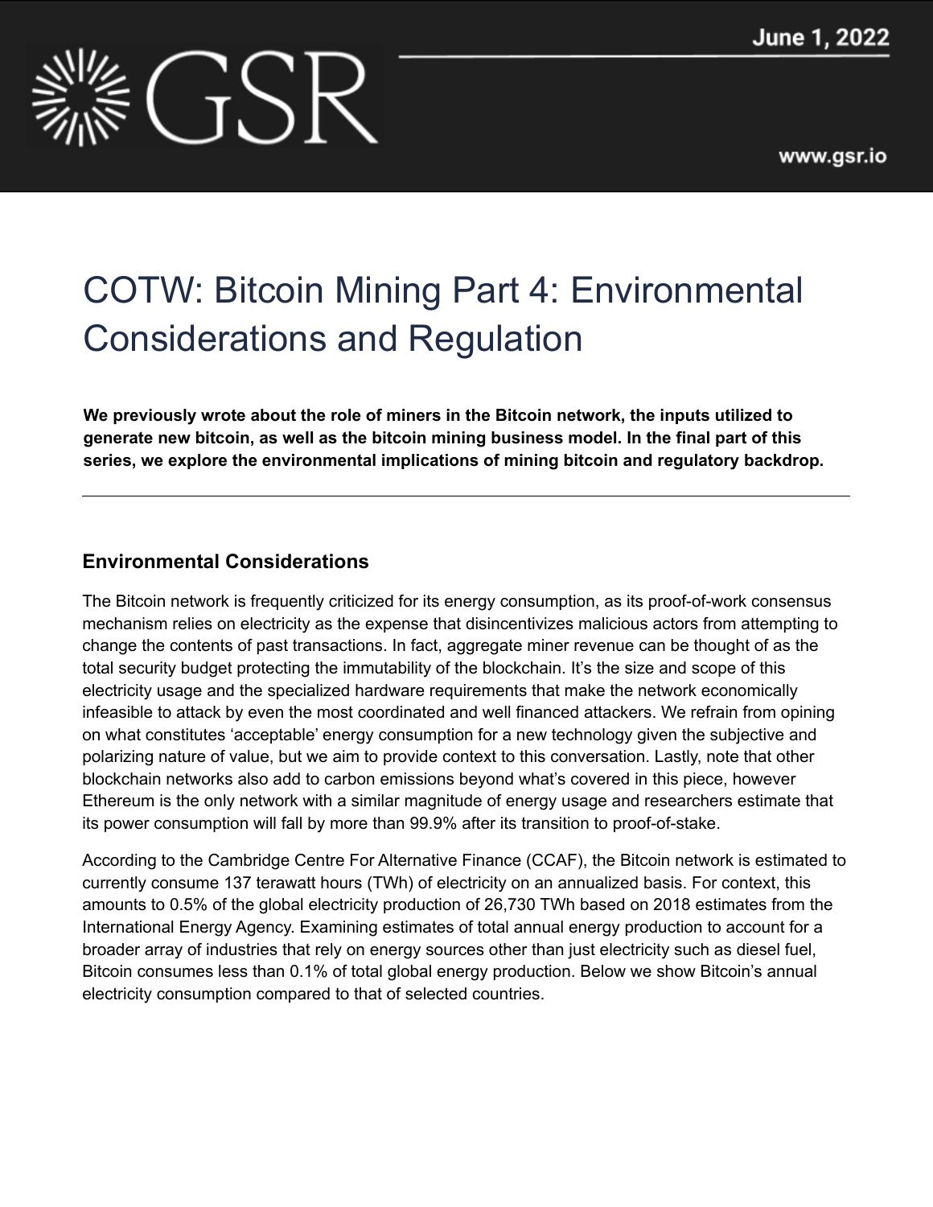June 1, 2022

# COTW: Bitcoin Mining Part 4: Environmental Considerations and Regulation

**We previously wrote about the role of miners in the Bitcoin network, the inputs utilized to generate new bitcoin, as well as the bitcoin mining business model. In the final part of this series, we explore the environmental implications of mining bitcoin and regulatory backdrop.**

---

## Environmental Considerations

The Bitcoin network is frequently criticized for its energy consumption, as its proof-of-work consensus mechanism relies on electricity as the expense that disincentivizes malicious actors from attempting to change the contents of past transactions. In fact, aggregate miner revenue can be thought of as the total security budget protecting the immutability of the blockchain. It's the size and scope of this electricity usage and the specialized hardware requirements that make the network economically infeasible to attack by even the most coordinated and well financed attackers. We refrain from opining on what constitutes 'acceptable' energy consumption for a new technology given the subjective and polarizing nature of value, but we aim to provide context to this conversation. Lastly, note that other blockchain networks also add to carbon emissions beyond what's covered in this piece, however Ethereum is the only network with a similar magnitude of energy usage and researchers estimate that its power consumption will fall by more than 99.9% after its transition to proof-of-stake.

According to the Cambridge Centre For Alternative Finance (CCAF), the Bitcoin network is estimated to currently consume 137 terawatt hours (TWh) of electricity on an annualized basis. For context, this amounts to 0.5% of the global electricity production of 26,730 TWh based on 2018 estimates from the International Energy Agency. Examining estimates of total annual energy production to account for a broader array of industries that rely on energy sources other than just electricity such as diesel fuel, Bitcoin consumes less than 0.1% of total global energy production. Below we show Bitcoin's annual electricity consumption compared to that of selected countries.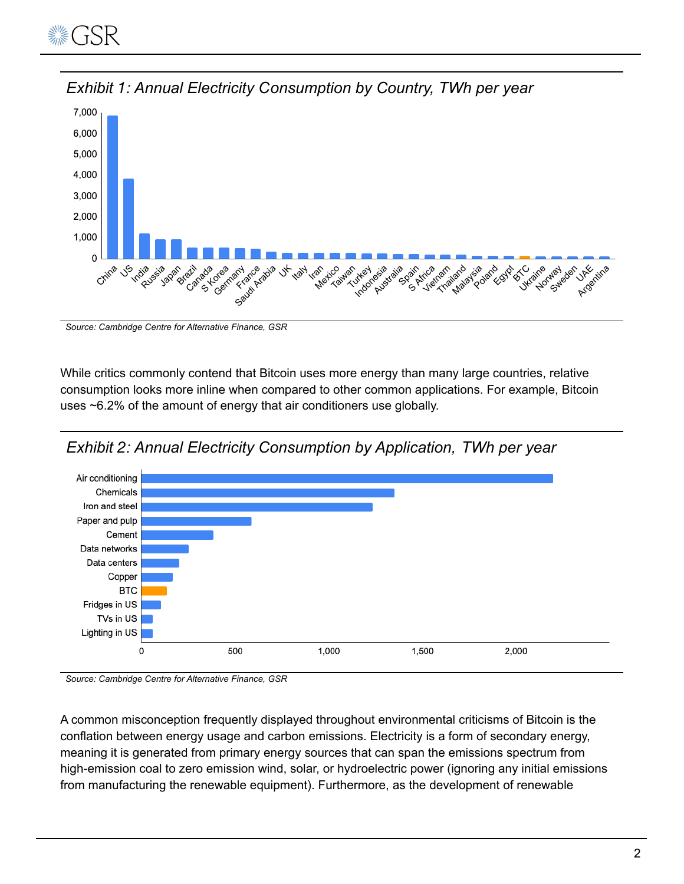*Exhibit 1: Annual Electricity Consumption by Country, TWh per year*

Source: Cambridge Centre for Alternative Finance, GSR

While critics commonly contend that Bitcoin uses more energy than many large countries, relative consumption looks more inline when compared to other common applications. For example, Bitcoin uses ~6.2% of the amount of energy that air conditioners use globally.

*Exhibit 2: Annual Electricity Consumption by Application, TWh per year*

Source: Cambridge Centre for Alternative Finance, GSR

A common misconception frequently displayed throughout environmental criticisms of Bitcoin is the conflation between energy usage and carbon emissions. Electricity is a form of secondary energy, meaning it is generated from primary energy sources that can span the emissions spectrum from high-emission coal to zero emission wind, solar, or hydroelectric power (ignoring any initial emissions from manufacturing the renewable equipment). Furthermore, as the development of renewable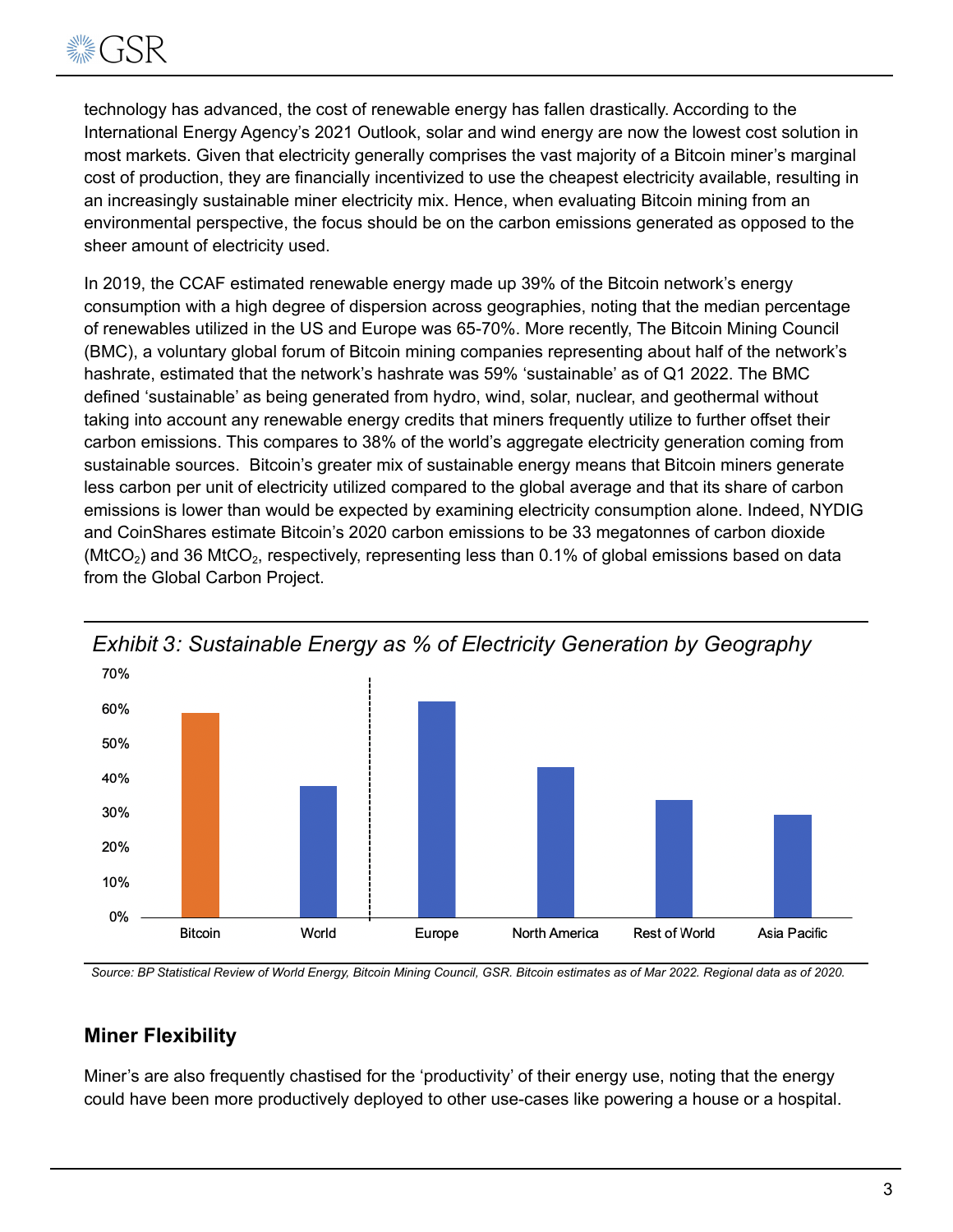technology has advanced, the cost of renewable energy has fallen drastically. According to the International Energy Agency's 2021 Outlook, solar and wind energy are now the lowest cost solution in most markets. Given that electricity generally comprises the vast majority of a Bitcoin miner's marginal cost of production, they are financially incentivized to use the cheapest electricity available, resulting in an increasingly sustainable miner electricity mix. Hence, when evaluating Bitcoin mining from an environmental perspective, the focus should be on the carbon emissions generated as opposed to the sheer amount of electricity used.

In 2019, the CCAF estimated renewable energy made up 39% of the Bitcoin network's energy consumption with a high degree of dispersion across geographies, noting that the median percentage of renewables utilized in the US and Europe was 65-70%. More recently, The Bitcoin Mining Council (BMC), a voluntary global forum of Bitcoin mining companies representing about half of the network's hashrate, estimated that the network's hashrate was 59% 'sustainable' as of Q1 2022. The BMC defined 'sustainable' as being generated from hydro, wind, solar, nuclear, and geothermal without taking into account any renewable energy credits that miners frequently utilize to further offset their carbon emissions. This compares to 38% of the world's aggregate electricity generation coming from sustainable sources. Bitcoin's greater mix of sustainable energy means that Bitcoin miners generate less carbon per unit of electricity utilized compared to the global average and that its share of carbon emissions is lower than would be expected by examining electricity consumption alone. Indeed, NYDIG and CoinShares estimate Bitcoin's 2020 carbon emissions to be 33 megatonnes of carbon dioxide ($MtCO_2$) and 36 $MtCO_2$, respectively, representing less than 0.1% of global emissions based on data from the Global Carbon Project.

*Exhibit 3: Sustainable Energy as % of Electricity Generation by Geography*

*Source: BP Statistical Review of World Energy, Bitcoin Mining Council, GSR. Bitcoin estimates as of Mar 2022. Regional data as of 2020.*

## Miner Flexibility

Miner's are also frequently chastised for the 'productivity' of their energy use, noting that the energy could have been more productively deployed to other use-cases like powering a house or a hospital.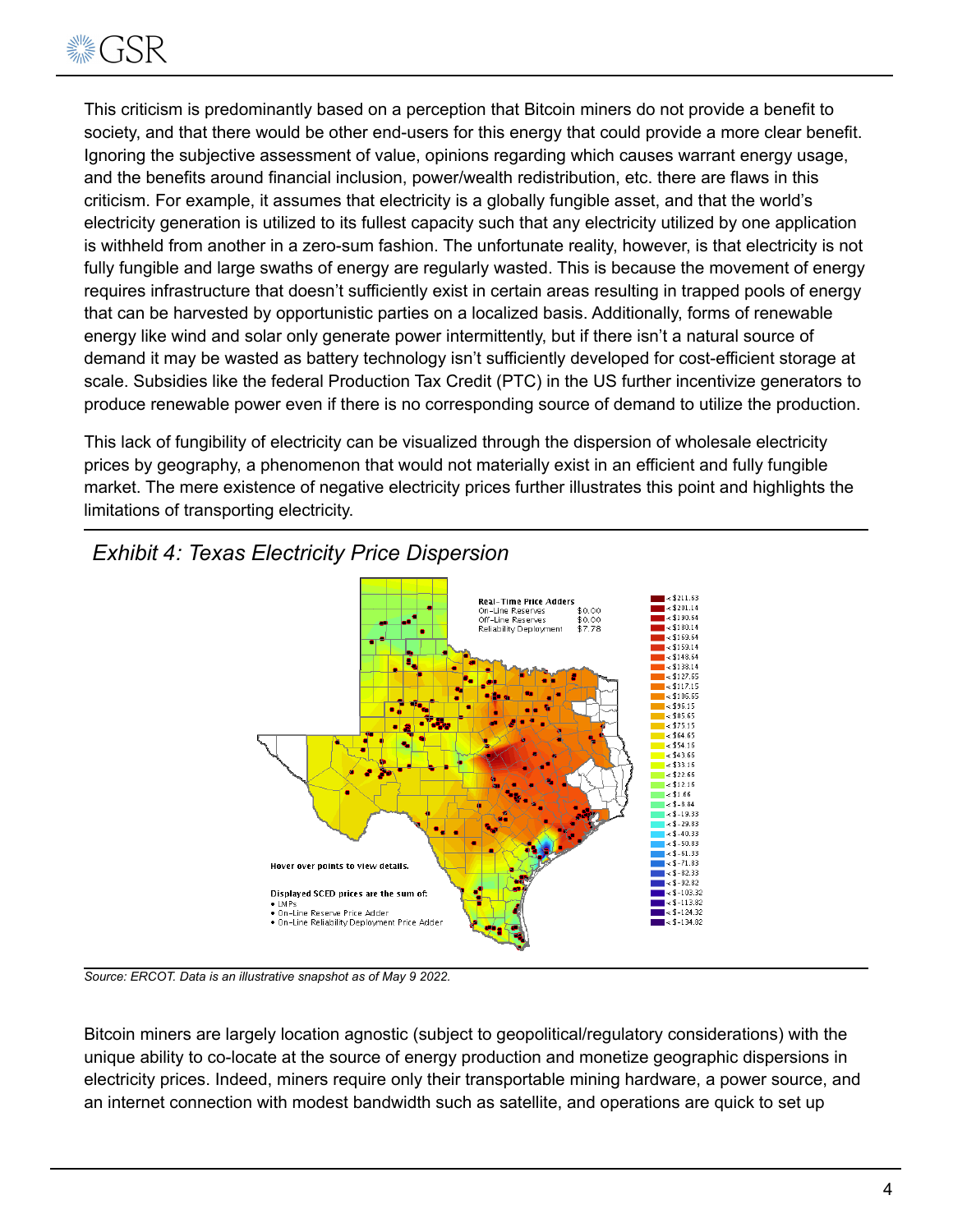This criticism is predominantly based on a perception that Bitcoin miners do not provide a benefit to society, and that there would be other end-users for this energy that could provide a more clear benefit. Ignoring the subjective assessment of value, opinions regarding which causes warrant energy usage, and the benefits around financial inclusion, power/wealth redistribution, etc. there are flaws in this criticism. For example, it assumes that electricity is a globally fungible asset, and that the world's electricity generation is utilized to its fullest capacity such that any electricity utilized by one application is withheld from another in a zero-sum fashion. The unfortunate reality, however, is that electricity is not fully fungible and large swaths of energy are regularly wasted. This is because the movement of energy requires infrastructure that doesn't sufficiently exist in certain areas resulting in trapped pools of energy that can be harvested by opportunistic parties on a localized basis. Additionally, forms of renewable energy like wind and solar only generate power intermittently, but if there isn't a natural source of demand it may be wasted as battery technology isn't sufficiently developed for cost-efficient storage at scale. Subsidies like the federal Production Tax Credit (PTC) in the US further incentivize generators to produce renewable power even if there is no corresponding source of demand to utilize the production.

This lack of fungibility of electricity can be visualized through the dispersion of wholesale electricity prices by geography, a phenomenon that would not materially exist in an efficient and fully fungible market. The mere existence of negative electricity prices further illustrates this point and highlights the limitations of transporting electricity.

*Exhibit 4: Texas Electricity Price Dispersion*

*Source: ERCOT. Data is an illustrative snapshot as of May 9 2022.*

Bitcoin miners are largely location agnostic (subject to geopolitical/regulatory considerations) with the unique ability to co-locate at the source of energy production and monetize geographic dispersions in electricity prices. Indeed, miners require only their transportable mining hardware, a power source, and an internet connection with modest bandwidth such as satellite, and operations are quick to set up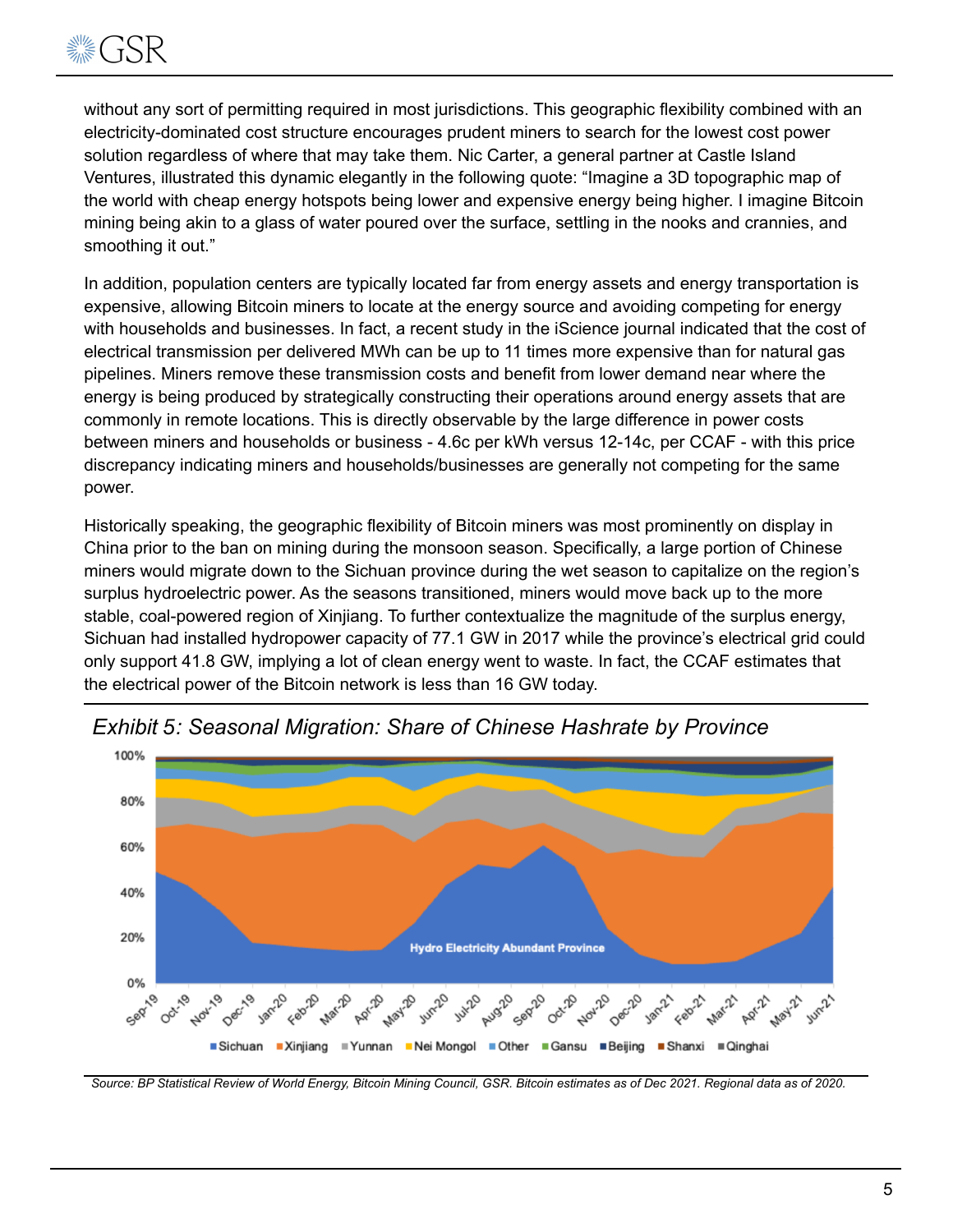without any sort of permitting required in most jurisdictions. This geographic flexibility combined with an electricity-dominated cost structure encourages prudent miners to search for the lowest cost power solution regardless of where that may take them. Nic Carter, a general partner at Castle Island Ventures, illustrated this dynamic elegantly in the following quote: "Imagine a 3D topographic map of the world with cheap energy hotspots being lower and expensive energy being higher. I imagine Bitcoin mining being akin to a glass of water poured over the surface, settling in the nooks and crannies, and smoothing it out."

In addition, population centers are typically located far from energy assets and energy transportation is expensive, allowing Bitcoin miners to locate at the energy source and avoiding competing for energy with households and businesses. In fact, a recent study in the iScience journal indicated that the cost of electrical transmission per delivered MWh can be up to 11 times more expensive than for natural gas pipelines. Miners remove these transmission costs and benefit from lower demand near where the energy is being produced by strategically constructing their operations around energy assets that are commonly in remote locations. This is directly observable by the large difference in power costs between miners and households or business - 4.6c per kWh versus 12-14c, per CCAF - with this price discrepancy indicating miners and households/businesses are generally not competing for the same power.

Historically speaking, the geographic flexibility of Bitcoin miners was most prominently on display in China prior to the ban on mining during the monsoon season. Specifically, a large portion of Chinese miners would migrate down to the Sichuan province during the wet season to capitalize on the region's surplus hydroelectric power. As the seasons transitioned, miners would move back up to the more stable, coal-powered region of Xinjiang. To further contextualize the magnitude of the surplus energy, Sichuan had installed hydropower capacity of 77.1 GW in 2017 while the province's electrical grid could only support 41.8 GW, implying a lot of clean energy went to waste. In fact, the CCAF estimates that the electrical power of the Bitcoin network is less than 16 GW today.

*Exhibit 5: Seasonal Migration: Share of Chinese Hashrate by Province*

*Source: BP Statistical Review of World Energy, Bitcoin Mining Council, GSR. Bitcoin estimates as of Dec 2021. Regional data as of 2020.*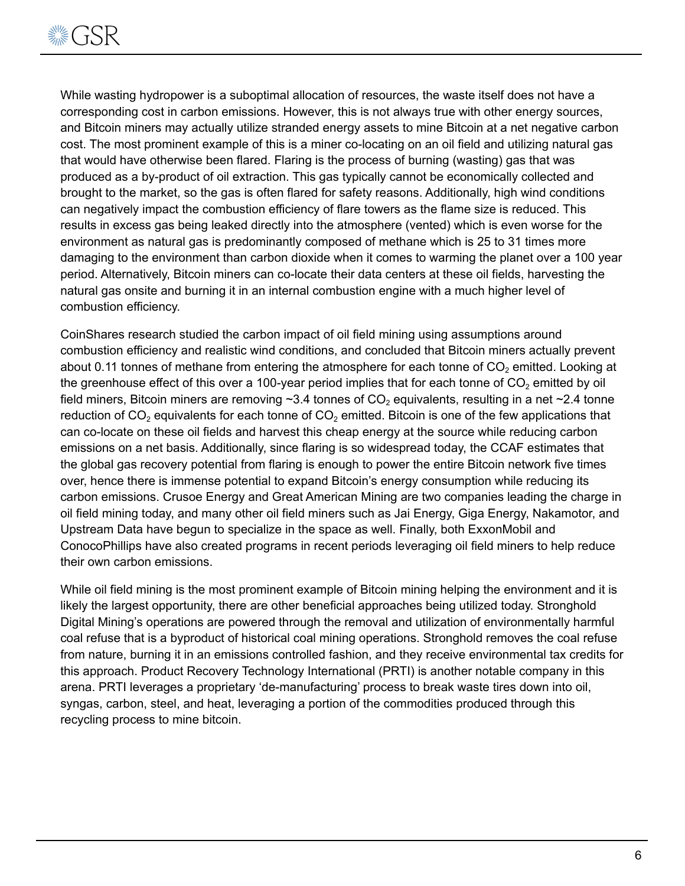While wasting hydropower is a suboptimal allocation of resources, the waste itself does not have a corresponding cost in carbon emissions. However, this is not always true with other energy sources, and Bitcoin miners may actually utilize stranded energy assets to mine Bitcoin at a net negative carbon cost. The most prominent example of this is a miner co-locating on an oil field and utilizing natural gas that would have otherwise been flared. Flaring is the process of burning (wasting) gas that was produced as a by-product of oil extraction. This gas typically cannot be economically collected and brought to the market, so the gas is often flared for safety reasons. Additionally, high wind conditions can negatively impact the combustion efficiency of flare towers as the flame size is reduced. This results in excess gas being leaked directly into the atmosphere (vented) which is even worse for the environment as natural gas is predominantly composed of methane which is 25 to 31 times more damaging to the environment than carbon dioxide when it comes to warming the planet over a 100 year period. Alternatively, Bitcoin miners can co-locate their data centers at these oil fields, harvesting the natural gas onsite and burning it in an internal combustion engine with a much higher level of combustion efficiency.

CoinShares research studied the carbon impact of oil field mining using assumptions around combustion efficiency and realistic wind conditions, and concluded that Bitcoin miners actually prevent about 0.11 tonnes of methane from entering the atmosphere for each tonne of $CO_2$ emitted. Looking at the greenhouse effect of this over a 100-year period implies that for each tonne of $CO_2$ emitted by oil field miners, Bitcoin miners are removing ~3.4 tonnes of $CO_2$ equivalents, resulting in a net ~2.4 tonne reduction of $CO_2$ equivalents for each tonne of $CO_2$ emitted. Bitcoin is one of the few applications that can co-locate on these oil fields and harvest this cheap energy at the source while reducing carbon emissions on a net basis. Additionally, since flaring is so widespread today, the CCAF estimates that the global gas recovery potential from flaring is enough to power the entire Bitcoin network five times over, hence there is immense potential to expand Bitcoin's energy consumption while reducing its carbon emissions. Crusoe Energy and Great American Mining are two companies leading the charge in oil field mining today, and many other oil field miners such as Jai Energy, Giga Energy, Nakamotor, and Upstream Data have begun to specialize in the space as well. Finally, both ExxonMobil and ConocoPhillips have also created programs in recent periods leveraging oil field miners to help reduce their own carbon emissions.

While oil field mining is the most prominent example of Bitcoin mining helping the environment and it is likely the largest opportunity, there are other beneficial approaches being utilized today. Stronghold Digital Mining's operations are powered through the removal and utilization of environmentally harmful coal refuse that is a byproduct of historical coal mining operations. Stronghold removes the coal refuse from nature, burning it in an emissions controlled fashion, and they receive environmental tax credits for this approach. Product Recovery Technology International (PRTI) is another notable company in this arena. PRTI leverages a proprietary 'de-manufacturing' process to break waste tires down into oil, syngas, carbon, steel, and heat, leveraging a portion of the commodities produced through this recycling process to mine bitcoin.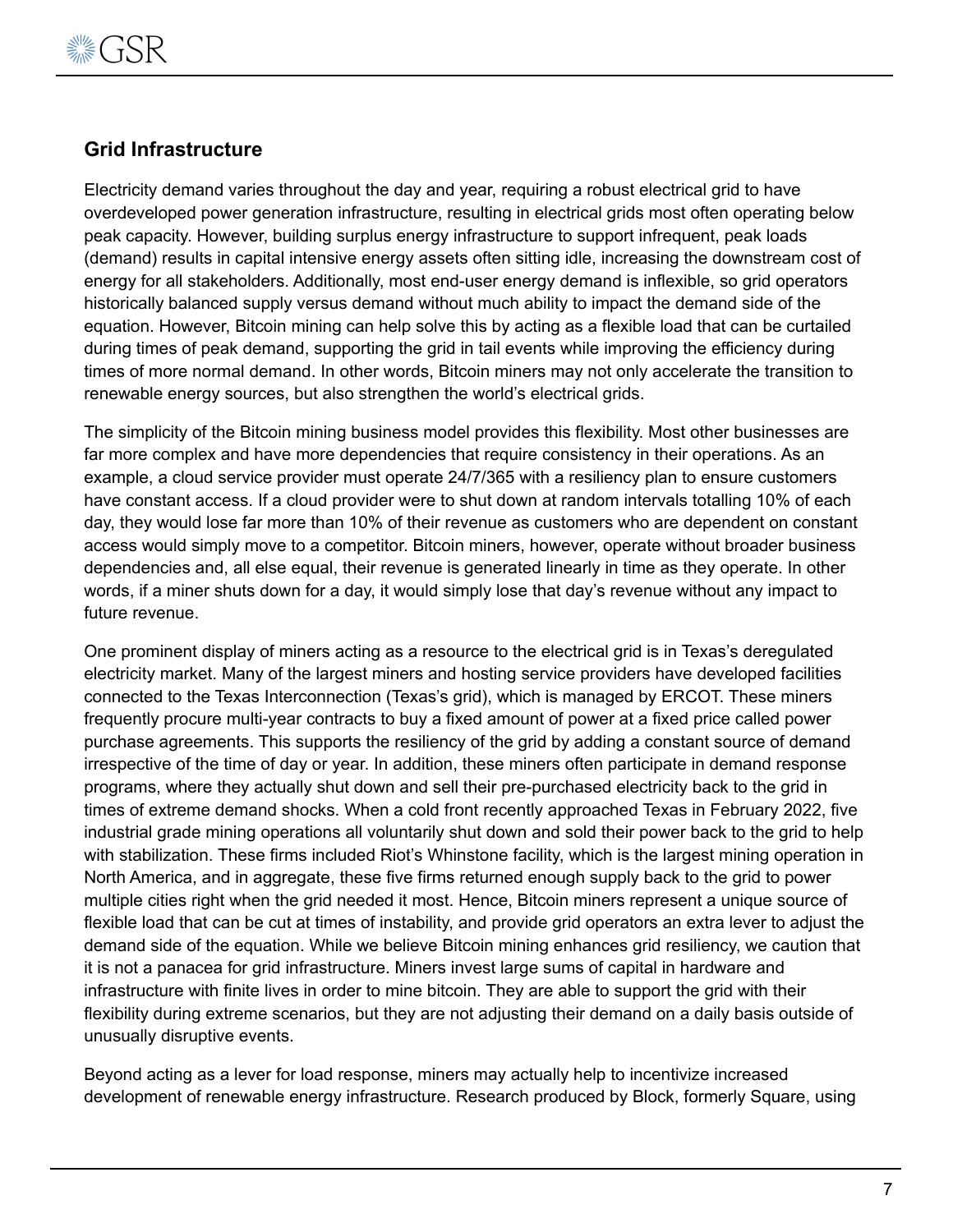## Grid Infrastructure

Electricity demand varies throughout the day and year, requiring a robust electrical grid to have overdeveloped power generation infrastructure, resulting in electrical grids most often operating below peak capacity. However, building surplus energy infrastructure to support infrequent, peak loads (demand) results in capital intensive energy assets often sitting idle, increasing the downstream cost of energy for all stakeholders. Additionally, most end-user energy demand is inflexible, so grid operators historically balanced supply versus demand without much ability to impact the demand side of the equation. However, Bitcoin mining can help solve this by acting as a flexible load that can be curtailed during times of peak demand, supporting the grid in tail events while improving the efficiency during times of more normal demand. In other words, Bitcoin miners may not only accelerate the transition to renewable energy sources, but also strengthen the world's electrical grids.

The simplicity of the Bitcoin mining business model provides this flexibility. Most other businesses are far more complex and have more dependencies that require consistency in their operations. As an example, a cloud service provider must operate 24/7/365 with a resiliency plan to ensure customers have constant access. If a cloud provider were to shut down at random intervals totalling 10% of each day, they would lose far more than 10% of their revenue as customers who are dependent on constant access would simply move to a competitor. Bitcoin miners, however, operate without broader business dependencies and, all else equal, their revenue is generated linearly in time as they operate. In other words, if a miner shuts down for a day, it would simply lose that day's revenue without any impact to future revenue.

One prominent display of miners acting as a resource to the electrical grid is in Texas's deregulated electricity market. Many of the largest miners and hosting service providers have developed facilities connected to the Texas Interconnection (Texas's grid), which is managed by ERCOT. These miners frequently procure multi-year contracts to buy a fixed amount of power at a fixed price called power purchase agreements. This supports the resiliency of the grid by adding a constant source of demand irrespective of the time of day or year. In addition, these miners often participate in demand response programs, where they actually shut down and sell their pre-purchased electricity back to the grid in times of extreme demand shocks. When a cold front recently approached Texas in February 2022, five industrial grade mining operations all voluntarily shut down and sold their power back to the grid to help with stabilization. These firms included Riot's Whinstone facility, which is the largest mining operation in North America, and in aggregate, these five firms returned enough supply back to the grid to power multiple cities right when the grid needed it most. Hence, Bitcoin miners represent a unique source of flexible load that can be cut at times of instability, and provide grid operators an extra lever to adjust the demand side of the equation. While we believe Bitcoin mining enhances grid resiliency, we caution that it is not a panacea for grid infrastructure. Miners invest large sums of capital in hardware and infrastructure with finite lives in order to mine bitcoin. They are able to support the grid with their flexibility during extreme scenarios, but they are not adjusting their demand on a daily basis outside of unusually disruptive events.

Beyond acting as a lever for load response, miners may actually help to incentivize increased development of renewable energy infrastructure. Research produced by Block, formerly Square, using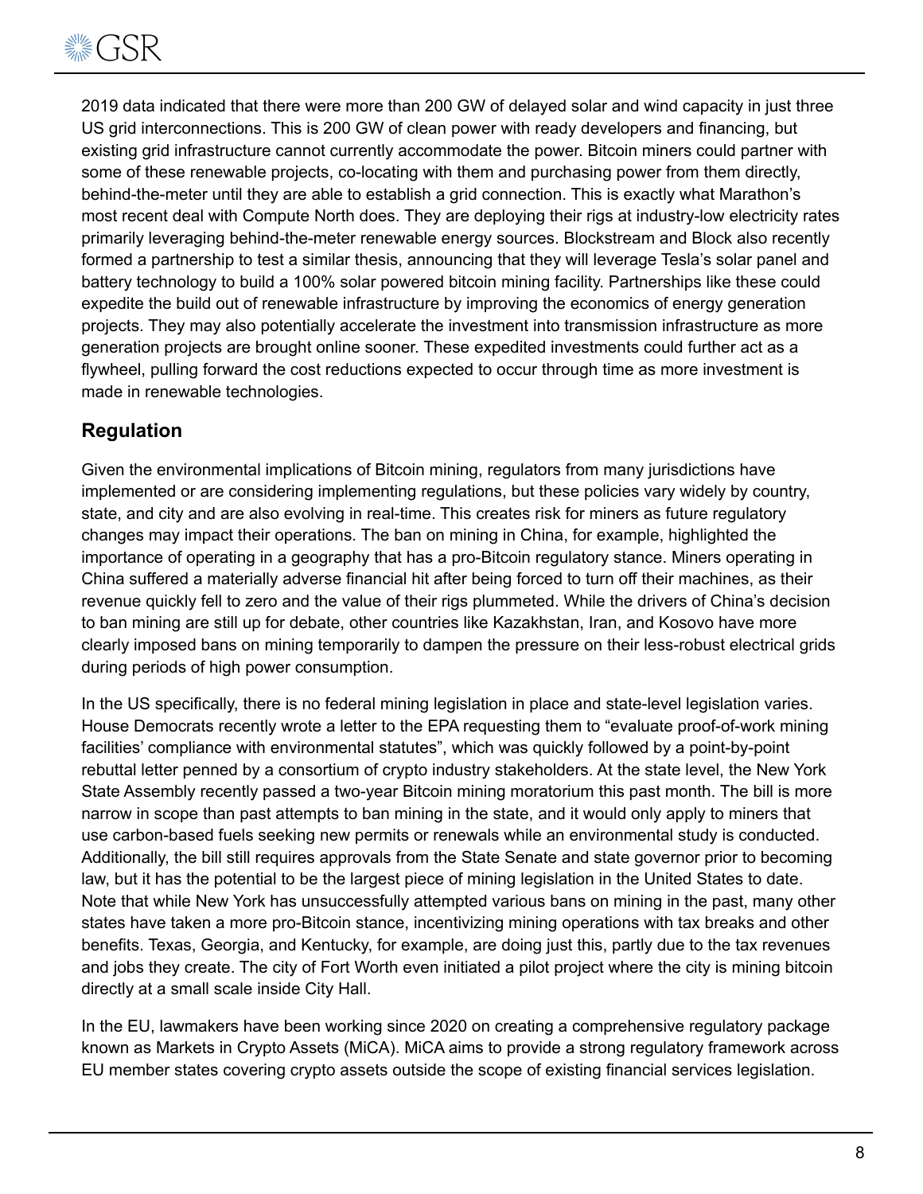2019 data indicated that there were more than 200 GW of delayed solar and wind capacity in just three US grid interconnections. This is 200 GW of clean power with ready developers and financing, but existing grid infrastructure cannot currently accommodate the power. Bitcoin miners could partner with some of these renewable projects, co-locating with them and purchasing power from them directly, behind-the-meter until they are able to establish a grid connection. This is exactly what Marathon's most recent deal with Compute North does. They are deploying their rigs at industry-low electricity rates primarily leveraging behind-the-meter renewable energy sources. Blockstream and Block also recently formed a partnership to test a similar thesis, announcing that they will leverage Tesla's solar panel and battery technology to build a 100% solar powered bitcoin mining facility. Partnerships like these could expedite the build out of renewable infrastructure by improving the economics of energy generation projects. They may also potentially accelerate the investment into transmission infrastructure as more generation projects are brought online sooner. These expedited investments could further act as a flywheel, pulling forward the cost reductions expected to occur through time as more investment is made in renewable technologies.

## Regulation

Given the environmental implications of Bitcoin mining, regulators from many jurisdictions have implemented or are considering implementing regulations, but these policies vary widely by country, state, and city and are also evolving in real-time. This creates risk for miners as future regulatory changes may impact their operations. The ban on mining in China, for example, highlighted the importance of operating in a geography that has a pro-Bitcoin regulatory stance. Miners operating in China suffered a materially adverse financial hit after being forced to turn off their machines, as their revenue quickly fell to zero and the value of their rigs plummeted. While the drivers of China's decision to ban mining are still up for debate, other countries like Kazakhstan, Iran, and Kosovo have more clearly imposed bans on mining temporarily to dampen the pressure on their less-robust electrical grids during periods of high power consumption.

In the US specifically, there is no federal mining legislation in place and state-level legislation varies. House Democrats recently wrote a letter to the EPA requesting them to "evaluate proof-of-work mining facilities' compliance with environmental statutes", which was quickly followed by a point-by-point rebuttal letter penned by a consortium of crypto industry stakeholders. At the state level, the New York State Assembly recently passed a two-year Bitcoin mining moratorium this past month. The bill is more narrow in scope than past attempts to ban mining in the state, and it would only apply to miners that use carbon-based fuels seeking new permits or renewals while an environmental study is conducted. Additionally, the bill still requires approvals from the State Senate and state governor prior to becoming law, but it has the potential to be the largest piece of mining legislation in the United States to date. Note that while New York has unsuccessfully attempted various bans on mining in the past, many other states have taken a more pro-Bitcoin stance, incentivizing mining operations with tax breaks and other benefits. Texas, Georgia, and Kentucky, for example, are doing just this, partly due to the tax revenues and jobs they create. The city of Fort Worth even initiated a pilot project where the city is mining bitcoin directly at a small scale inside City Hall.

In the EU, lawmakers have been working since 2020 on creating a comprehensive regulatory package known as Markets in Crypto Assets (MiCA). MiCA aims to provide a strong regulatory framework across EU member states covering crypto assets outside the scope of existing financial services legislation.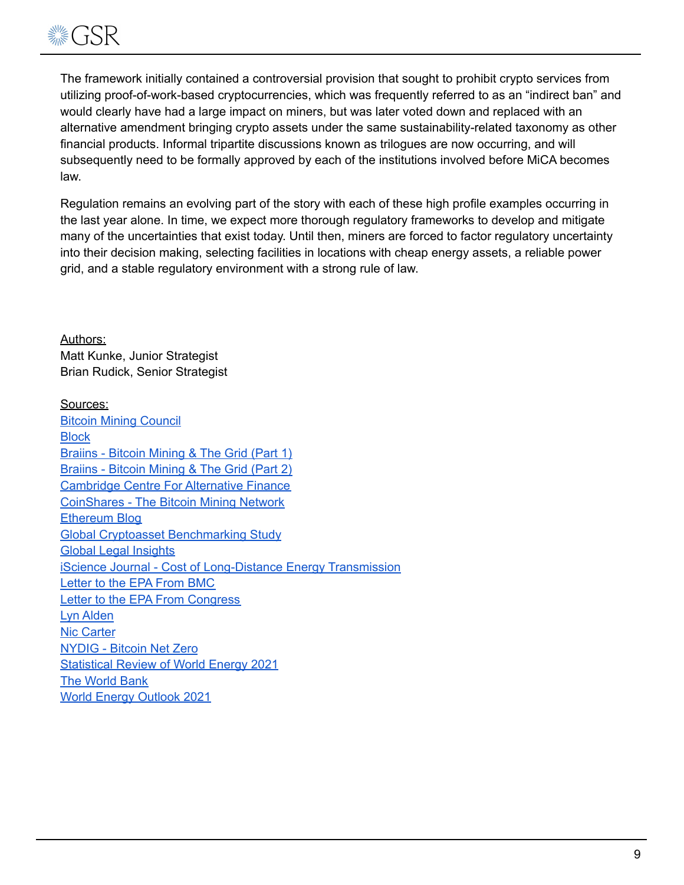The framework initially contained a controversial provision that sought to prohibit crypto services from utilizing proof-of-work-based cryptocurrencies, which was frequently referred to as an "indirect ban" and would clearly have had a large impact on miners, but was later voted down and replaced with an alternative amendment bringing crypto assets under the same sustainability-related taxonomy as other financial products. Informal tripartite discussions known as trilogues are now occurring, and will subsequently need to be formally approved by each of the institutions involved before MiCA becomes law.

Regulation remains an evolving part of the story with each of these high profile examples occurring in the last year alone. In time, we expect more thorough regulatory frameworks to develop and mitigate many of the uncertainties that exist today. Until then, miners are forced to factor regulatory uncertainty into their decision making, selecting facilities in locations with cheap energy assets, a reliable power grid, and a stable regulatory environment with a strong rule of law.

Authors:
Matt Kunke, Junior Strategist
Brian Rudick, Senior Strategist

Sources:
Bitcoin Mining Council
Block
Braiins - Bitcoin Mining & The Grid (Part 1)
Braiins - Bitcoin Mining & The Grid (Part 2)
Cambridge Centre For Alternative Finance
CoinShares - The Bitcoin Mining Network
Ethereum Blog
Global Cryptoasset Benchmarking Study
Global Legal Insights
iScience Journal - Cost of Long-Distance Energy Transmission
Letter to the EPA From BMC
Letter to the EPA From Congress
Lyn Alden
Nic Carter
NYDIG - Bitcoin Net Zero
Statistical Review of World Energy 2021
The World Bank
World Energy Outlook 2021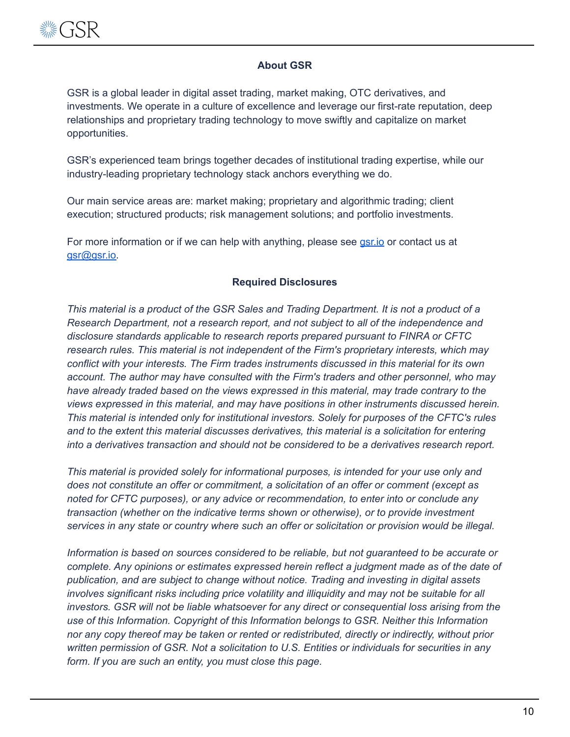## About GSR

GSR is a global leader in digital asset trading, market making, OTC derivatives, and investments. We operate in a culture of excellence and leverage our first-rate reputation, deep relationships and proprietary trading technology to move swiftly and capitalize on market opportunities.

GSR's experienced team brings together decades of institutional trading expertise, while our industry-leading proprietary technology stack anchors everything we do.

Our main service areas are: market making; proprietary and algorithmic trading; client execution; structured products; risk management solutions; and portfolio investments.

For more information or if we can help with anything, please see [gsr.io](https://gsr.io) or contact us at [gsr@gsr.io](mailto:gsr@gsr.io).

## Required Disclosures

*This material is a product of the GSR Sales and Trading Department. It is not a product of a Research Department, not a research report, and not subject to all of the independence and disclosure standards applicable to research reports prepared pursuant to FINRA or CFTC research rules. This material is not independent of the Firm's proprietary interests, which may conflict with your interests. The Firm trades instruments discussed in this material for its own account. The author may have consulted with the Firm's traders and other personnel, who may have already traded based on the views expressed in this material, may trade contrary to the views expressed in this material, and may have positions in other instruments discussed herein. This material is intended only for institutional investors. Solely for purposes of the CFTC's rules and to the extent this material discusses derivatives, this material is a solicitation for entering into a derivatives transaction and should not be considered to be a derivatives research report.*

*This material is provided solely for informational purposes, is intended for your use only and does not constitute an offer or commitment, a solicitation of an offer or comment (except as noted for CFTC purposes), or any advice or recommendation, to enter into or conclude any transaction (whether on the indicative terms shown or otherwise), or to provide investment services in any state or country where such an offer or solicitation or provision would be illegal.*

*Information is based on sources considered to be reliable, but not guaranteed to be accurate or complete. Any opinions or estimates expressed herein reflect a judgment made as of the date of publication, and are subject to change without notice. Trading and investing in digital assets involves significant risks including price volatility and illiquidity and may not be suitable for all investors. GSR will not be liable whatsoever for any direct or consequential loss arising from the use of this Information. Copyright of this Information belongs to GSR. Neither this Information nor any copy thereof may be taken or rented or redistributed, directly or indirectly, without prior written permission of GSR. Not a solicitation to U.S. Entities or individuals for securities in any form. If you are such an entity, you must close this page.*